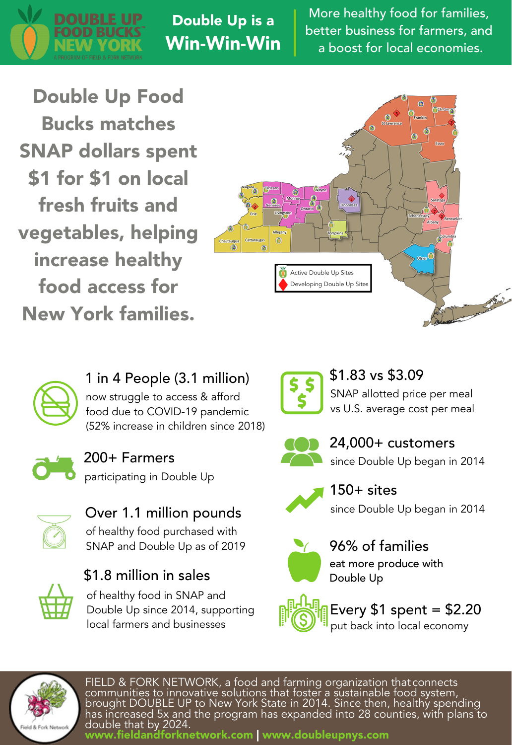# DOUBLE UP FOOD BUCKS NEW YORK

A PROGRAM OF FIELD & FORK NETWORK

## Double Up is a Win-Win-Win

More healthy food for families, better business for farmers, and a boost for local economies.

**Double Up Food Bucks matches SNAP dollars spent $1 for $1 on local fresh fruits and vegetables, helping increase healthy food access for New York families.**

- Active Double Up Sites
- Developing Double Up Sites

**1 in 4 People (3.1 million)**
now struggle to access & afford food due to COVID-19 pandemic (52% increase in children since 2018)

**200+ Farmers**
participating in Double Up

**Over 1.1 million pounds**
of healthy food purchased with SNAP and Double Up as of 2019

**$1.8 million in sales**
of healthy food in SNAP and Double Up since 2014, supporting local farmers and businesses

**$1.83 vs $3.09**
SNAP allotted price per meal vs U.S. average cost per meal

**24,000+ customers**
since Double Up began in 2014

**150+ sites**
since Double Up began in 2014

**96% of families**
eat more produce with Double Up

**Every $1 spent = $2.20**
put back into local economy

FIELD & FORK NETWORK, a food and farming organization that connects communities to innovative solutions that foster a sustainable food system, brought DOUBLE UP to New York State in 2014. Since then, healthy spending has increased 5x and the program has expanded into 28 counties, with plans to double that by 2024.

**www.fieldandforknetwork.com | www.doubleupnys.com**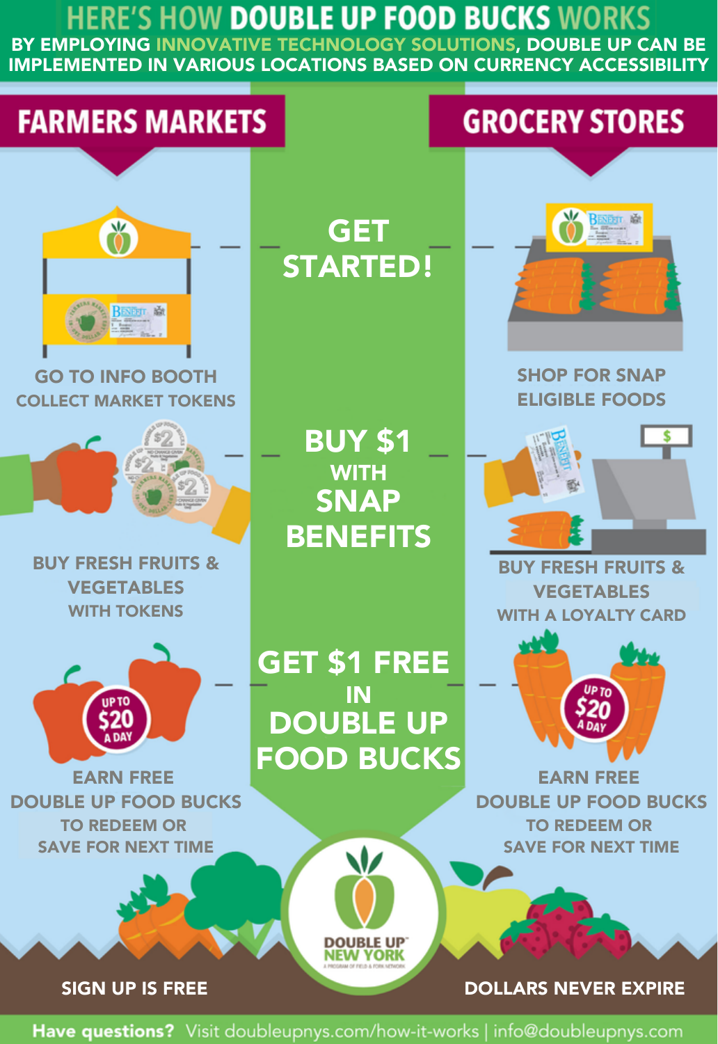# HERE'S HOW DOUBLE UP FOOD BUCKS WORKS

**BY EMPLOYING INNOVATIVE TECHNOLOGY SOLUTIONS, DOUBLE UP CAN BE IMPLEMENTED IN VARIOUS LOCATIONS BASED ON CURRENCY ACCESSIBILITY**

## FARMERS MARKETS

## GROCERY STORES

### GET STARTED!

**Farmers Markets:** GO TO INFO BOOTH COLLECT MARKET TOKENS

**Grocery Stores:** SHOP FOR SNAP ELIGIBLE FOODS

### BUY $1 WITH SNAP BENEFITS

**Farmers Markets:** BUY FRESH FRUITS & VEGETABLES WITH TOKENS

**Grocery Stores:** BUY FRESH FRUITS & VEGETABLES WITH A LOYALTY CARD

### GET $1 FREE IN DOUBLE UP FOOD BUCKS

**Farmers Markets:** UP TO $20 A DAY — EARN FREE DOUBLE UP FOOD BUCKS TO REDEEM OR SAVE FOR NEXT TIME

**Grocery Stores:** UP TO $20 A DAY — EARN FREE DOUBLE UP FOOD BUCKS TO REDEEM OR SAVE FOR NEXT TIME

DOUBLE UP NEW YORK — A PROGRAM OF FIELD & FORK NETWORK

**SIGN UP IS FREE**

**DOLLARS NEVER EXPIRE**

**Have questions?** Visit doubleupnys.com/how-it-works | info@doubleupnys.com